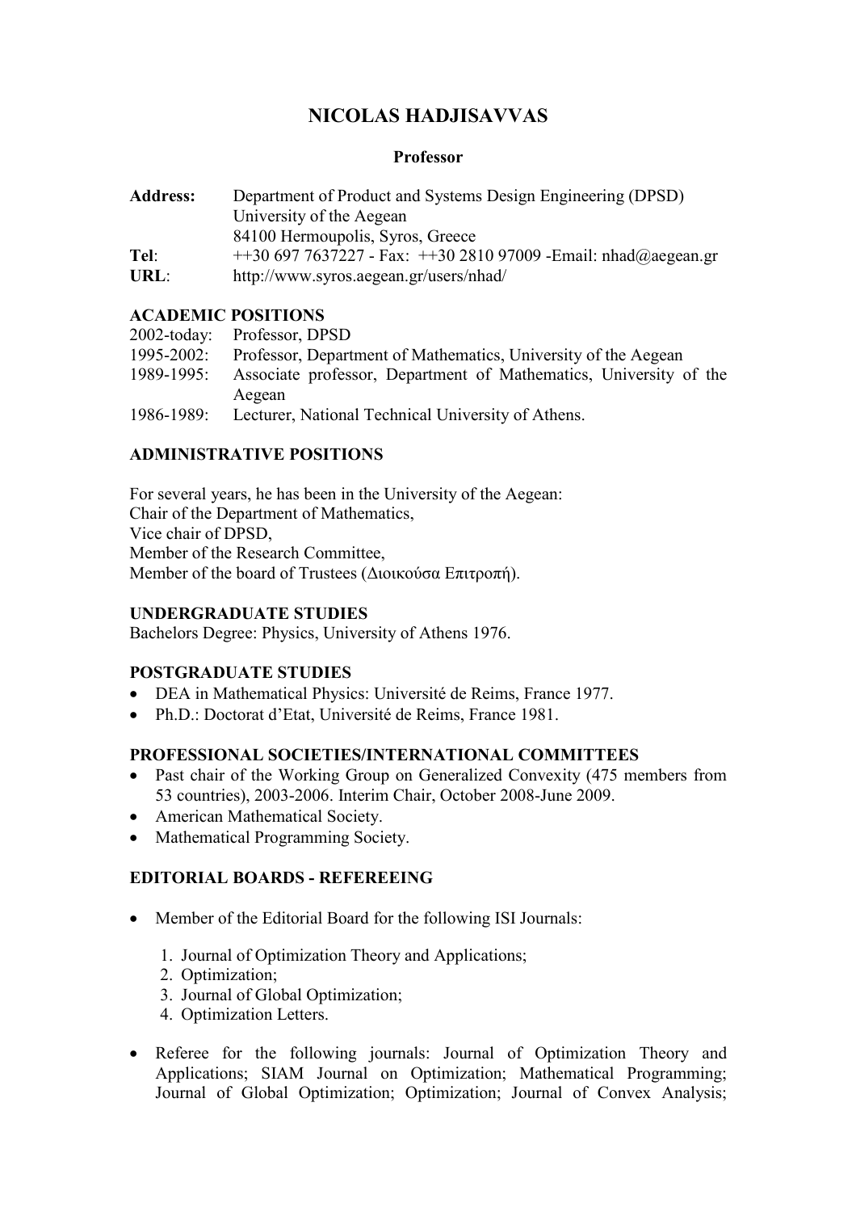# NICOLAS HADJISAVVAS

**Professor**

| | |
|---|---|
| **Address:** | Department of Product and Systems Design Engineering (DPSD)<br>University of the Aegean<br>84100 Hermoupolis, Syros, Greece |
| **Tel**: | ++30 697 7637227 - Fax: ++30 2810 97009 -Email: nhad@aegean.gr |
| **URL**: | http://www.syros.aegean.gr/users/nhad/ |

## ACADEMIC POSITIONS

| | |
|---|---|
| 2002-today: | Professor, DPSD |
| 1995-2002: | Professor, Department of Mathematics, University of the Aegean |
| 1989-1995: | Associate professor, Department of Mathematics, University of the Aegean |
| 1986-1989: | Lecturer, National Technical University of Athens. |

## ADMINISTRATIVE POSITIONS

For several years, he has been in the University of the Aegean:
Chair of the Department of Mathematics,
Vice chair of DPSD,
Member of the Research Committee,
Member of the board of Trustees (Διοικούσα Επιτροπή).

## UNDERGRADUATE STUDIES

Bachelors Degree: Physics, University of Athens 1976.

## POSTGRADUATE STUDIES

- DEA in Mathematical Physics: Université de Reims, France 1977.
- Ph.D.: Doctorat d'Etat, Université de Reims, France 1981.

## PROFESSIONAL SOCIETIES/INTERNATIONAL COMMITTEES

- Past chair of the Working Group on Generalized Convexity (475 members from 53 countries), 2003-2006. Interim Chair, October 2008-June 2009.
- American Mathematical Society.
- Mathematical Programming Society.

## EDITORIAL BOARDS - REFEREEING

- Member of the Editorial Board for the following ISI Journals:
  1. Journal of Optimization Theory and Applications;
  2. Optimization;
  3. Journal of Global Optimization;
  4. Optimization Letters.
- Referee for the following journals: Journal of Optimization Theory and Applications; SIAM Journal on Optimization; Mathematical Programming; Journal of Global Optimization; Optimization; Journal of Convex Analysis;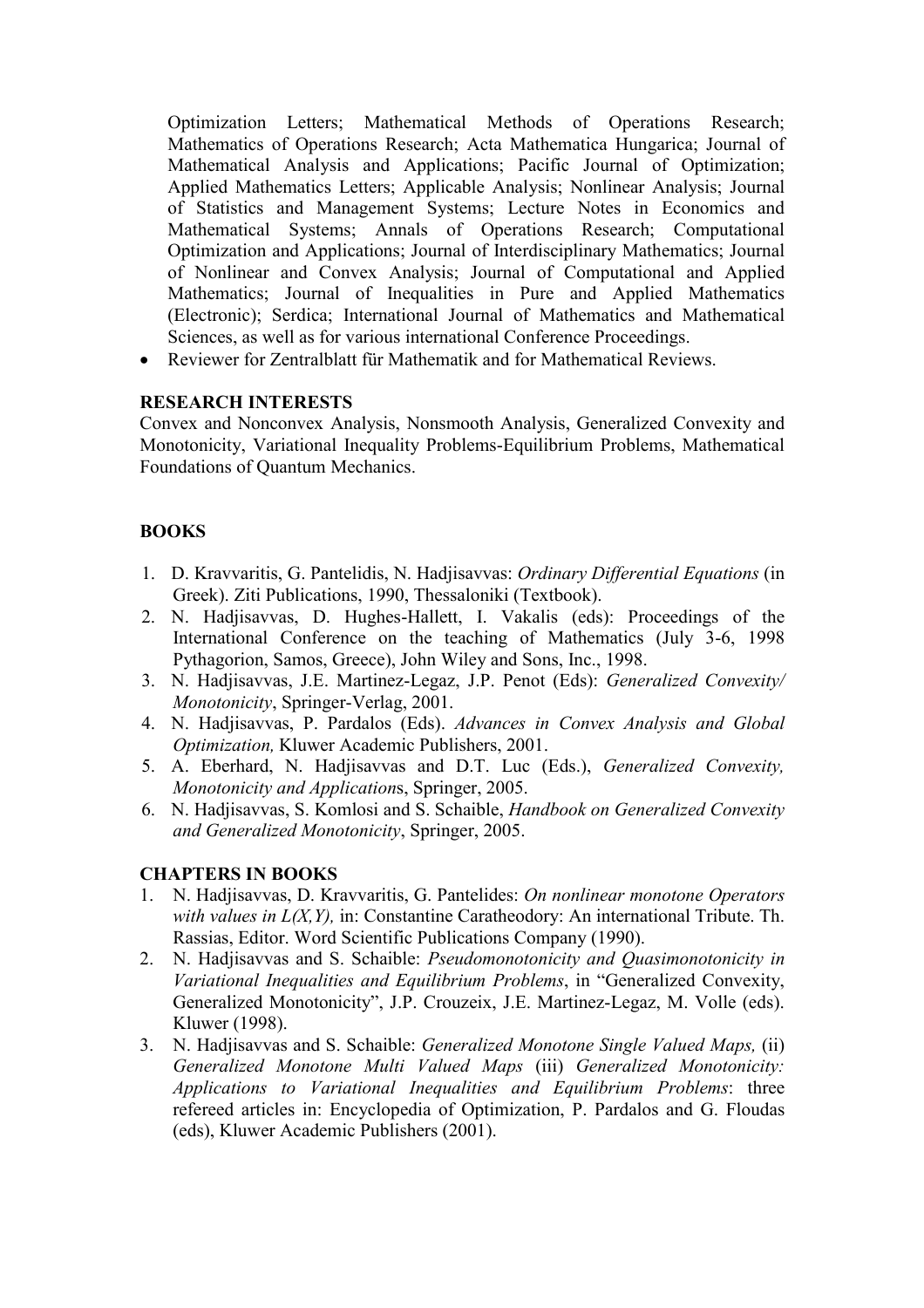Optimization Letters; Mathematical Methods of Operations Research; Mathematics of Operations Research; Acta Mathematica Hungarica; Journal of Mathematical Analysis and Applications; Pacific Journal of Optimization; Applied Mathematics Letters; Applicable Analysis; Nonlinear Analysis; Journal of Statistics and Management Systems; Lecture Notes in Economics and Mathematical Systems; Annals of Operations Research; Computational Optimization and Applications; Journal of Interdisciplinary Mathematics; Journal of Nonlinear and Convex Analysis; Journal of Computational and Applied Mathematics; Journal of Inequalities in Pure and Applied Mathematics (Electronic); Serdica; International Journal of Mathematics and Mathematical Sciences, as well as for various international Conference Proceedings.

- Reviewer for Zentralblatt für Mathematik and for Mathematical Reviews.

**RESEARCH INTERESTS**

Convex and Nonconvex Analysis, Nonsmooth Analysis, Generalized Convexity and Monotonicity, Variational Inequality Problems-Equilibrium Problems, Mathematical Foundations of Quantum Mechanics.

**BOOKS**

1. D. Kravvaritis, G. Pantelidis, N. Hadjisavvas: *Ordinary Differential Equations* (in Greek). Ziti Publications, 1990, Thessaloniki (Textbook).
2. N. Hadjisavvas, D. Hughes-Hallett, I. Vakalis (eds): Proceedings of the International Conference on the teaching of Mathematics (July 3-6, 1998 Pythagorion, Samos, Greece), John Wiley and Sons, Inc., 1998.
3. N. Hadjisavvas, J.E. Martinez-Legaz, J.P. Penot (Eds): *Generalized Convexity/ Monotonicity*, Springer-Verlag, 2001.
4. N. Hadjisavvas, P. Pardalos (Eds). *Advances in Convex Analysis and Global Optimization,* Kluwer Academic Publishers, 2001.
5. A. Eberhard, N. Hadjisavvas and D.T. Luc (Eds.), *Generalized Convexity, Monotonicity and Applications*, Springer, 2005.
6. N. Hadjisavvas, S. Komlosi and S. Schaible, *Handbook on Generalized Convexity and Generalized Monotonicity*, Springer, 2005.

**CHAPTERS IN BOOKS**

1. N. Hadjisavvas, D. Kravvaritis, G. Pantelides: *On nonlinear monotone Operators with values in L(X,Y),* in: Constantine Caratheodory: An international Tribute. Th. Rassias, Editor. Word Scientific Publications Company (1990).
2. N. Hadjisavvas and S. Schaible: *Pseudomonotonicity and Quasimonotonicity in Variational Inequalities and Equilibrium Problems*, in "Generalized Convexity, Generalized Monotonicity", J.P. Crouzeix, J.E. Martinez-Legaz, M. Volle (eds). Kluwer (1998).
3. N. Hadjisavvas and S. Schaible: *Generalized Monotone Single Valued Maps,* (ii) *Generalized Monotone Multi Valued Maps* (iii) *Generalized Monotonicity: Applications to Variational Inequalities and Equilibrium Problems*: three refereed articles in: Encyclopedia of Optimization, P. Pardalos and G. Floudas (eds), Kluwer Academic Publishers (2001).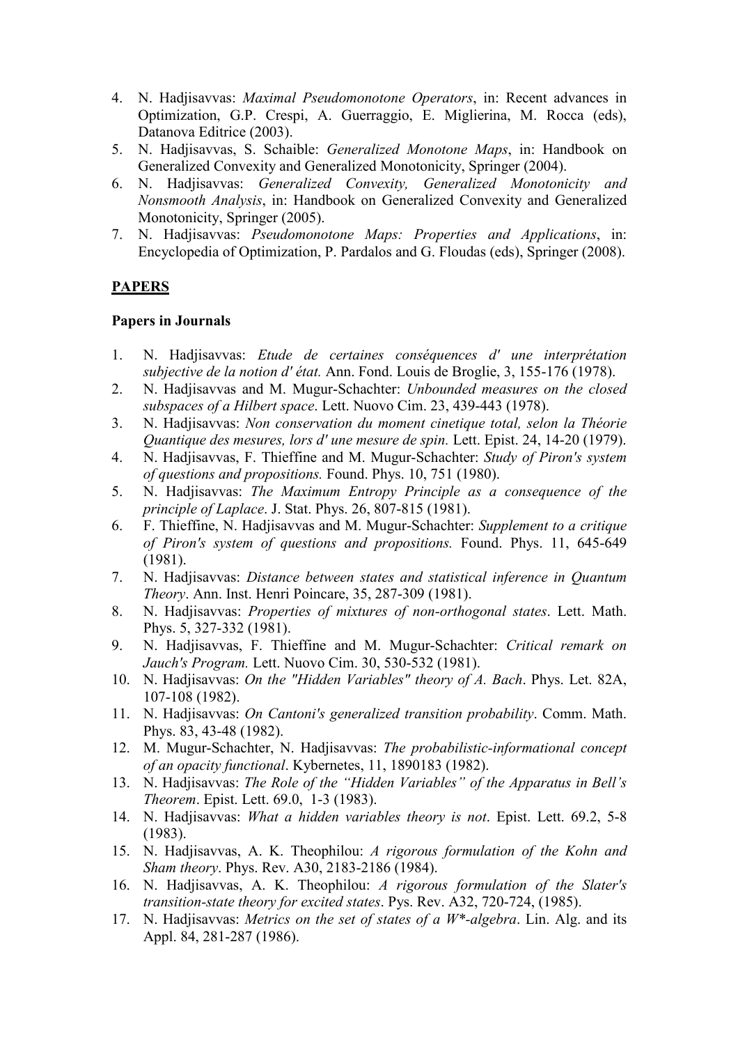4. N. Hadjisavvas: *Maximal Pseudomonotone Operators*, in: Recent advances in Optimization, G.P. Crespi, A. Guerraggio, E. Miglierina, M. Rocca (eds), Datanova Editrice (2003).
5. N. Hadjisavvas, S. Schaible: *Generalized Monotone Maps*, in: Handbook on Generalized Convexity and Generalized Monotonicity, Springer (2004).
6. N. Hadjisavvas: *Generalized Convexity, Generalized Monotonicity and Nonsmooth Analysis*, in: Handbook on Generalized Convexity and Generalized Monotonicity, Springer (2005).
7. N. Hadjisavvas: *Pseudomonotone Maps: Properties and Applications*, in: Encyclopedia of Optimization, P. Pardalos and G. Floudas (eds), Springer (2008).

## PAPERS

### Papers in Journals

1. N. Hadjisavvas: *Etude de certaines conséquences d' une interprétation subjective de la notion d' état.* Ann. Fond. Louis de Broglie, 3, 155-176 (1978).
2. N. Hadjisavvas and M. Mugur-Schachter: *Unbounded measures on the closed subspaces of a Hilbert space*. Lett. Nuovo Cim. 23, 439-443 (1978).
3. N. Hadjisavvas: *Non conservation du moment cinetique total, selon la Théorie Quantique des mesures, lors d' une mesure de spin.* Lett. Epist. 24, 14-20 (1979).
4. N. Hadjisavvas, F. Thieffine and M. Mugur-Schachter: *Study of Piron's system of questions and propositions.* Found. Phys. 10, 751 (1980).
5. N. Hadjisavvas: *The Maximum Entropy Principle as a consequence of the principle of Laplace*. J. Stat. Phys. 26, 807-815 (1981).
6. F. Thieffine, N. Hadjisavvas and M. Mugur-Schachter: *Supplement to a critique of Piron's system of questions and propositions.* Found. Phys. 11, 645-649 (1981).
7. N. Hadjisavvas: *Distance between states and statistical inference in Quantum Theory*. Ann. Inst. Henri Poincare, 35, 287-309 (1981).
8. N. Hadjisavvas: *Properties of mixtures of non-orthogonal states*. Lett. Math. Phys. 5, 327-332 (1981).
9. N. Hadjisavvas, F. Thieffine and M. Mugur-Schachter: *Critical remark on Jauch's Program.* Lett. Nuovo Cim. 30, 530-532 (1981).
10. N. Hadjisavvas: *On the "Hidden Variables" theory of A. Bach*. Phys. Let. 82A, 107-108 (1982).
11. N. Hadjisavvas: *On Cantoni's generalized transition probability*. Comm. Math. Phys. 83, 43-48 (1982).
12. M. Mugur-Schachter, N. Hadjisavvas: *The probabilistic-informational concept of an opacity functional*. Kybernetes, 11, 1890183 (1982).
13. N. Hadjisavvas: *The Role of the "Hidden Variables" of the Apparatus in Bell's Theorem*. Epist. Lett. 69.0, 1-3 (1983).
14. N. Hadjisavvas: *What a hidden variables theory is not*. Epist. Lett. 69.2, 5-8 (1983).
15. N. Hadjisavvas, A. K. Theophilou: *A rigorous formulation of the Kohn and Sham theory*. Phys. Rev. A30, 2183-2186 (1984).
16. N. Hadjisavvas, A. K. Theophilou: *A rigorous formulation of the Slater's transition-state theory for excited states*. Pys. Rev. A32, 720-724, (1985).
17. N. Hadjisavvas: *Metrics on the set of states of a W\*-algebra*. Lin. Alg. and its Appl. 84, 281-287 (1986).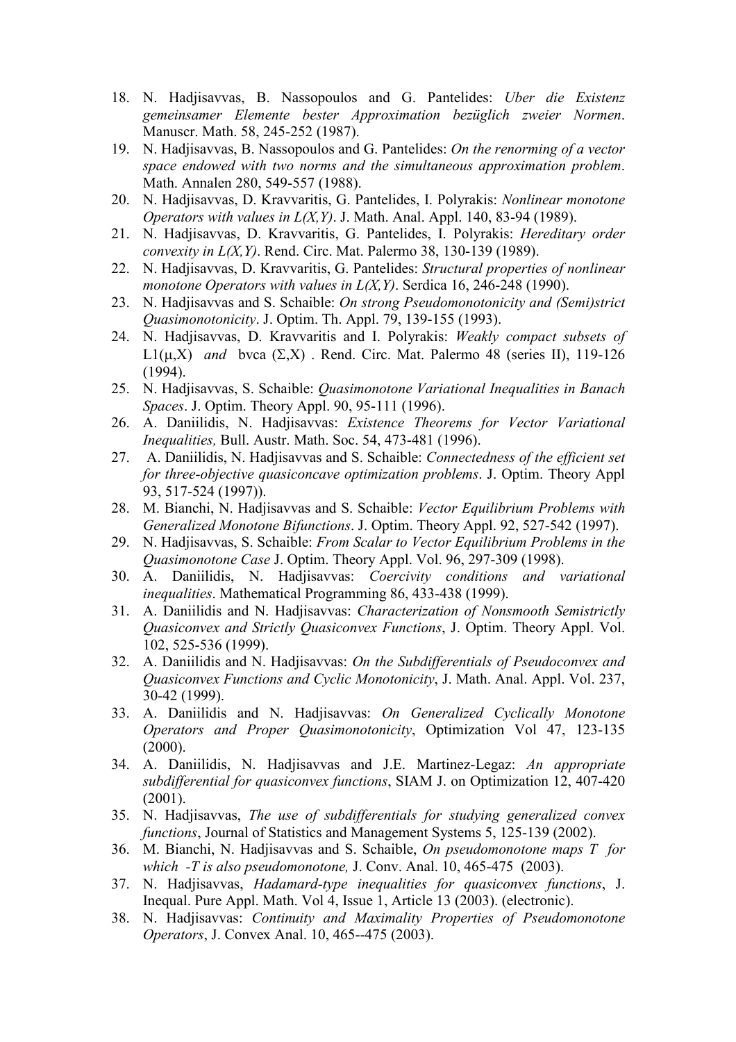18. N. Hadjisavvas, B. Nassopoulos and G. Pantelides: *Uber die Existenz gemeinsamer Elemente bester Approximation bezüglich zweier Normen*. Manuscr. Math. 58, 245-252 (1987).
19. N. Hadjisavvas, B. Nassopoulos and G. Pantelides: *On the renorming of a vector space endowed with two norms and the simultaneous approximation problem*. Math. Annalen 280, 549-557 (1988).
20. N. Hadjisavvas, D. Kravvaritis, G. Pantelides, I. Polyrakis: *Nonlinear monotone Operators with values in L(X,Y)*. J. Math. Anal. Appl. 140, 83-94 (1989).
21. N. Hadjisavvas, D. Kravvaritis, G. Pantelides, I. Polyrakis: *Hereditary order convexity in L(X,Y)*. Rend. Circ. Mat. Palermo 38, 130-139 (1989).
22. N. Hadjisavvas, D. Kravvaritis, G. Pantelides: *Structural properties of nonlinear monotone Operators with values in L(X,Y)*. Serdica 16, 246-248 (1990).
23. N. Hadjisavvas and S. Schaible: *On strong Pseudomonotonicity and (Semi)strict Quasimonotonicity*. J. Optim. Th. Appl. 79, 139-155 (1993).
24. N. Hadjisavvas, D. Kravvaritis and I. Polyrakis: *Weakly compact subsets of* L1(μ,X) *and* bvca (Σ,X) . Rend. Circ. Mat. Palermo 48 (series II), 119-126 (1994).
25. N. Hadjisavvas, S. Schaible: *Quasimonotone Variational Inequalities in Banach Spaces*. J. Optim. Theory Appl. 90, 95-111 (1996).
26. A. Daniilidis, N. Hadjisavvas: *Existence Theorems for Vector Variational Inequalities,* Bull. Austr. Math. Soc. 54, 473-481 (1996).
27. A. Daniilidis, N. Hadjisavvas and S. Schaible: *Connectedness of the efficient set for three-objective quasiconcave optimization problems*. J. Optim. Theory Appl 93, 517-524 (1997)).
28. M. Bianchi, N. Hadjisavvas and S. Schaible: *Vector Equilibrium Problems with Generalized Monotone Bifunctions*. J. Optim. Theory Appl. 92, 527-542 (1997).
29. N. Hadjisavvas, S. Schaible: *From Scalar to Vector Equilibrium Problems in the Quasimonotone Case* J. Optim. Theory Appl. Vol. 96, 297-309 (1998).
30. A. Daniilidis, N. Hadjisavvas: *Coercivity conditions and variational inequalities*. Mathematical Programming 86, 433-438 (1999).
31. A. Daniilidis and N. Hadjisavvas: *Characterization of Nonsmooth Semistrictly Quasiconvex and Strictly Quasiconvex Functions*, J. Optim. Theory Appl. Vol. 102, 525-536 (1999).
32. A. Daniilidis and N. Hadjisavvas: *On the Subdifferentials of Pseudoconvex and Quasiconvex Functions and Cyclic Monotonicity*, J. Math. Anal. Appl. Vol. 237, 30-42 (1999).
33. A. Daniilidis and N. Hadjisavvas: *On Generalized Cyclically Monotone Operators and Proper Quasimonotonicity*, Optimization Vol 47, 123-135 (2000).
34. A. Daniilidis, N. Hadjisavvas and J.E. Martinez-Legaz: *An appropriate subdifferential for quasiconvex functions*, SIAM J. on Optimization 12, 407-420 (2001).
35. N. Hadjisavvas, *The use of subdifferentials for studying generalized convex functions*, Journal of Statistics and Management Systems 5, 125-139 (2002).
36. M. Bianchi, N. Hadjisavvas and S. Schaible, *On pseudomonotone maps T for which -T is also pseudomonotone,* J. Conv. Anal. 10, 465-475 (2003).
37. N. Hadjisavvas, *Hadamard-type inequalities for quasiconvex functions*, J. Inequal. Pure Appl. Math. Vol 4, Issue 1, Article 13 (2003). (electronic).
38. N. Hadjisavvas: *Continuity and Maximality Properties of Pseudomonotone Operators*, J. Convex Anal. 10, 465--475 (2003).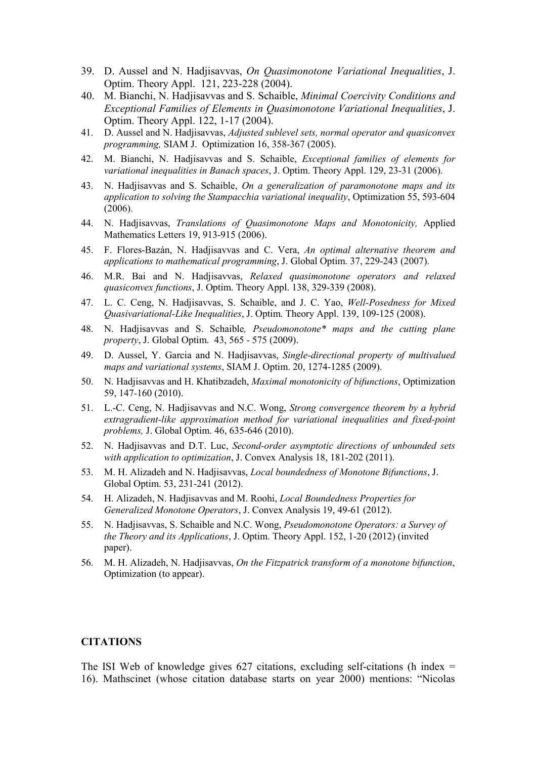39. D. Aussel and N. Hadjisavvas, *On Quasimonotone Variational Inequalities*, J. Optim. Theory Appl. 121, 223-228 (2004).
40. M. Bianchi, N. Hadjisavvas and S. Schaible, *Minimal Coercivity Conditions and Exceptional Families of Elements in Quasimonotone Variational Inequalities*, J. Optim. Theory Appl. 122, 1-17 (2004).
41. D. Aussel and N. Hadjisavvas, *Adjusted sublevel sets, normal operator and quasiconvex programming,* SIAM J. Optimization 16, 358-367 (2005).
42. M. Bianchi, N. Hadjisavvas and S. Schaible, *Exceptional families of elements for variational inequalities in Banach spaces*, J. Optim. Theory Appl. 129, 23-31 (2006).
43. N. Hadjisavvas and S. Schaible, *On a generalization of paramonotone maps and its application to solving the Stampacchia variational inequality*, Optimization 55, 593-604 (2006).
44. N. Hadjisavvas, *Translations of Quasimonotone Maps and Monotonicity,* Applied Mathematics Letters 19, 913-915 (2006).
45. F. Flores-Bazán, N. Hadjisavvas and C. Vera, *An optimal alternative theorem and applications to mathematical programming*, J. Global Optim. 37, 229-243 (2007).
46. M.R. Bai and N. Hadjisavvas, *Relaxed quasimonotone operators and relaxed quasiconvex functions*, J. Optim. Theory Appl. 138, 329-339 (2008).
47. L. C. Ceng, N. Hadjisavvas, S. Schaible, and J. C. Yao, *Well-Posedness for Mixed Quasivariational-Like Inequalities*, J. Optim. Theory Appl. 139, 109-125 (2008).
48. N. Hadjisavvas and S. Schaible*, Pseudomonotone\* maps and the cutting plane property*, J. Global Optim. 43, 565 - 575 (2009).
49. D. Aussel, Y. Garcia and N. Hadjisavvas, *Single-directional property of multivalued maps and variational systems*, SIAM J. Optim. 20, 1274-1285 (2009).
50. N. Hadjisavvas and H. Khatibzadeh, *Maximal monotonicity of bifunctions*, Optimization 59, 147-160 (2010).
51. L.-C. Ceng, N. Hadjisavvas and N.C. Wong, *Strong convergence theorem by a hybrid extragradient-like approximation method for variational inequalities and fixed-point problems,* J. Global Optim. 46, 635-646 (2010).
52. N. Hadjisavvas and D.T. Luc, *Second-order asymptotic directions of unbounded sets with application to optimization*, J. Convex Analysis 18, 181-202 (2011).
53. M. H. Alizadeh and N. Hadjisavvas, *Local boundedness of Monotone Bifunctions*, J. Global Optim. 53, 231-241 (2012).
54. H. Alizadeh, N. Hadjisavvas and M. Roohi, *Local Boundedness Properties for Generalized Monotone Operators*, J. Convex Analysis 19, 49-61 (2012).
55. N. Hadjisavvas, S. Schaible and N.C. Wong, *Pseudomonotone Operators: a Survey of the Theory and its Applications*, J. Optim. Theory Appl. 152, 1-20 (2012) (invited paper).
56. M. H. Alizadeh, N. Hadjisavvas, *On the Fitzpatrick transform of a monotone bifunction*, Optimization (to appear).

**CITATIONS**

The ISI Web of knowledge gives 627 citations, excluding self-citations (h index = 16). Mathscinet (whose citation database starts on year 2000) mentions: "Nicolas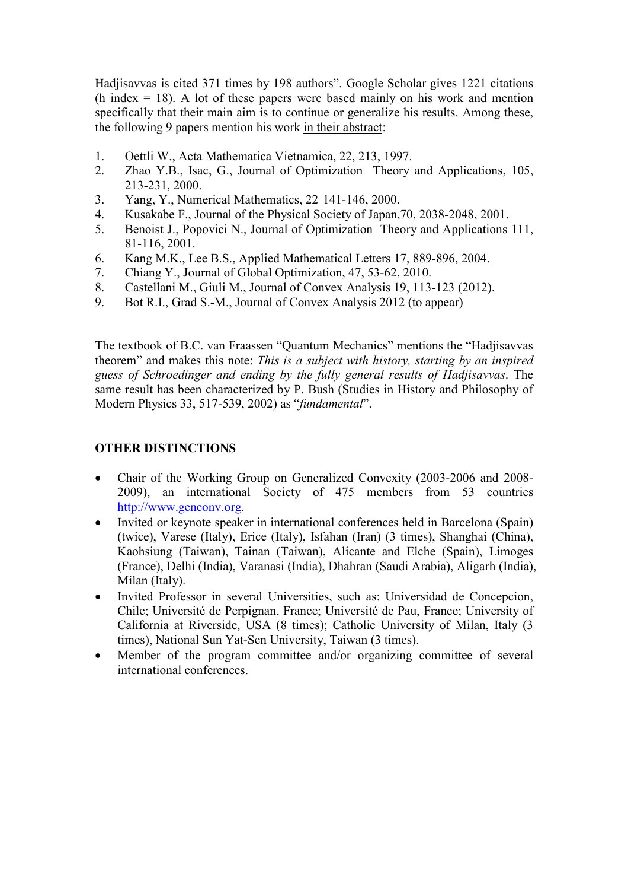Hadjisavvas is cited 371 times by 198 authors". Google Scholar gives 1221 citations (h index = 18). A lot of these papers were based mainly on his work and mention specifically that their main aim is to continue or generalize his results. Among these, the following 9 papers mention his work in their abstract:

1. Oettli W., Acta Mathematica Vietnamica, 22, 213, 1997.
2. Zhao Y.B., Isac, G., Journal of Optimization Theory and Applications, 105, 213-231, 2000.
3. Yang, Y., Numerical Mathematics, 22 141-146, 2000.
4. Kusakabe F., Journal of the Physical Society of Japan,70, 2038-2048, 2001.
5. Benoist J., Popovici N., Journal of Optimization Theory and Applications 111, 81-116, 2001.
6. Kang M.K., Lee B.S., Applied Mathematical Letters 17, 889-896, 2004.
7. Chiang Y., Journal of Global Optimization, 47, 53-62, 2010.
8. Castellani M., Giuli M., Journal of Convex Analysis 19, 113-123 (2012).
9. Bot R.I., Grad S.-M., Journal of Convex Analysis 2012 (to appear)

The textbook of B.C. van Fraassen "Quantum Mechanics" mentions the "Hadjisavvas theorem" and makes this note: *This is a subject with history, starting by an inspired guess of Schroedinger and ending by the fully general results of Hadjisavvas*. The same result has been characterized by P. Bush (Studies in History and Philosophy of Modern Physics 33, 517-539, 2002) as "*fundamental*".

## OTHER DISTINCTIONS

- Chair of the Working Group on Generalized Convexity (2003-2006 and 2008-2009), an international Society of 475 members from 53 countries http://www.genconv.org.
- Invited or keynote speaker in international conferences held in Barcelona (Spain) (twice), Varese (Italy), Erice (Italy), Isfahan (Iran) (3 times), Shanghai (China), Kaohsiung (Taiwan), Tainan (Taiwan), Alicante and Elche (Spain), Limoges (France), Delhi (India), Varanasi (India), Dhahran (Saudi Arabia), Aligarh (India), Milan (Italy).
- Invited Professor in several Universities, such as: Universidad de Concepcion, Chile; Université de Perpignan, France; Université de Pau, France; University of California at Riverside, USA (8 times); Catholic University of Milan, Italy (3 times), National Sun Yat-Sen University, Taiwan (3 times).
- Member of the program committee and/or organizing committee of several international conferences.